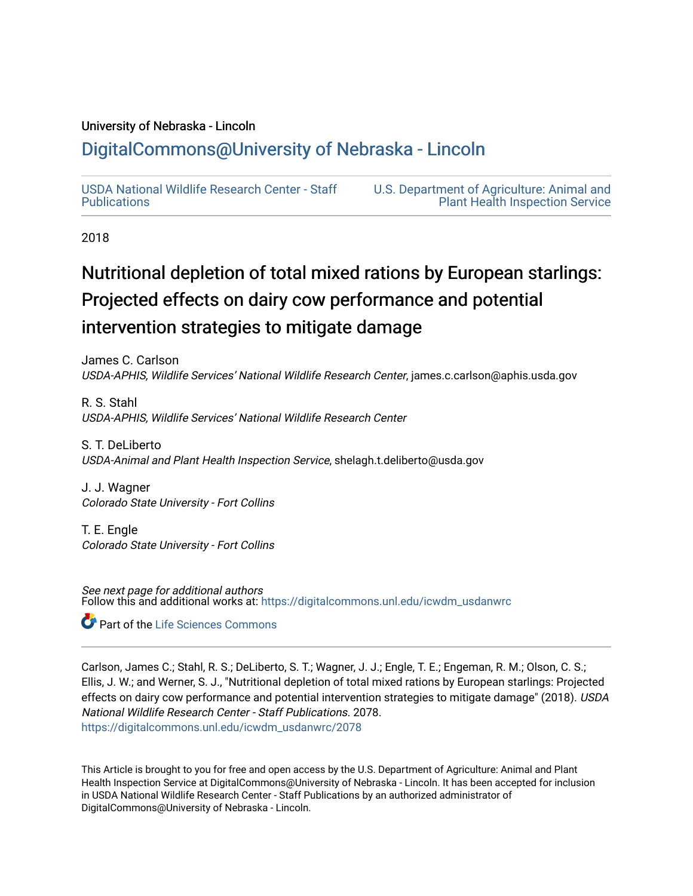University of Nebraska - Lincoln

## DigitalCommons@University of Nebraska - Lincoln

USDA National Wildlife Research Center - Staff Publications

U.S. Department of Agriculture: Animal and Plant Health Inspection Service

2018

# Nutritional depletion of total mixed rations by European starlings: Projected effects on dairy cow performance and potential intervention strategies to mitigate damage

James C. Carlson
*USDA-APHIS, Wildlife Services' National Wildlife Research Center*, james.c.carlson@aphis.usda.gov

R. S. Stahl
*USDA-APHIS, Wildlife Services' National Wildlife Research Center*

S. T. DeLiberto
*USDA-Animal and Plant Health Inspection Service*, shelagh.t.deliberto@usda.gov

J. J. Wagner
*Colorado State University - Fort Collins*

T. E. Engle
*Colorado State University - Fort Collins*

*See next page for additional authors*
Follow this and additional works at: https://digitalcommons.unl.edu/icwdm_usdanwrc

Part of the Life Sciences Commons

Carlson, James C.; Stahl, R. S.; DeLiberto, S. T.; Wagner, J. J.; Engle, T. E.; Engeman, R. M.; Olson, C. S.; Ellis, J. W.; and Werner, S. J., "Nutritional depletion of total mixed rations by European starlings: Projected effects on dairy cow performance and potential intervention strategies to mitigate damage" (2018). *USDA National Wildlife Research Center - Staff Publications*. 2078.
https://digitalcommons.unl.edu/icwdm_usdanwrc/2078

This Article is brought to you for free and open access by the U.S. Department of Agriculture: Animal and Plant Health Inspection Service at DigitalCommons@University of Nebraska - Lincoln. It has been accepted for inclusion in USDA National Wildlife Research Center - Staff Publications by an authorized administrator of DigitalCommons@University of Nebraska - Lincoln.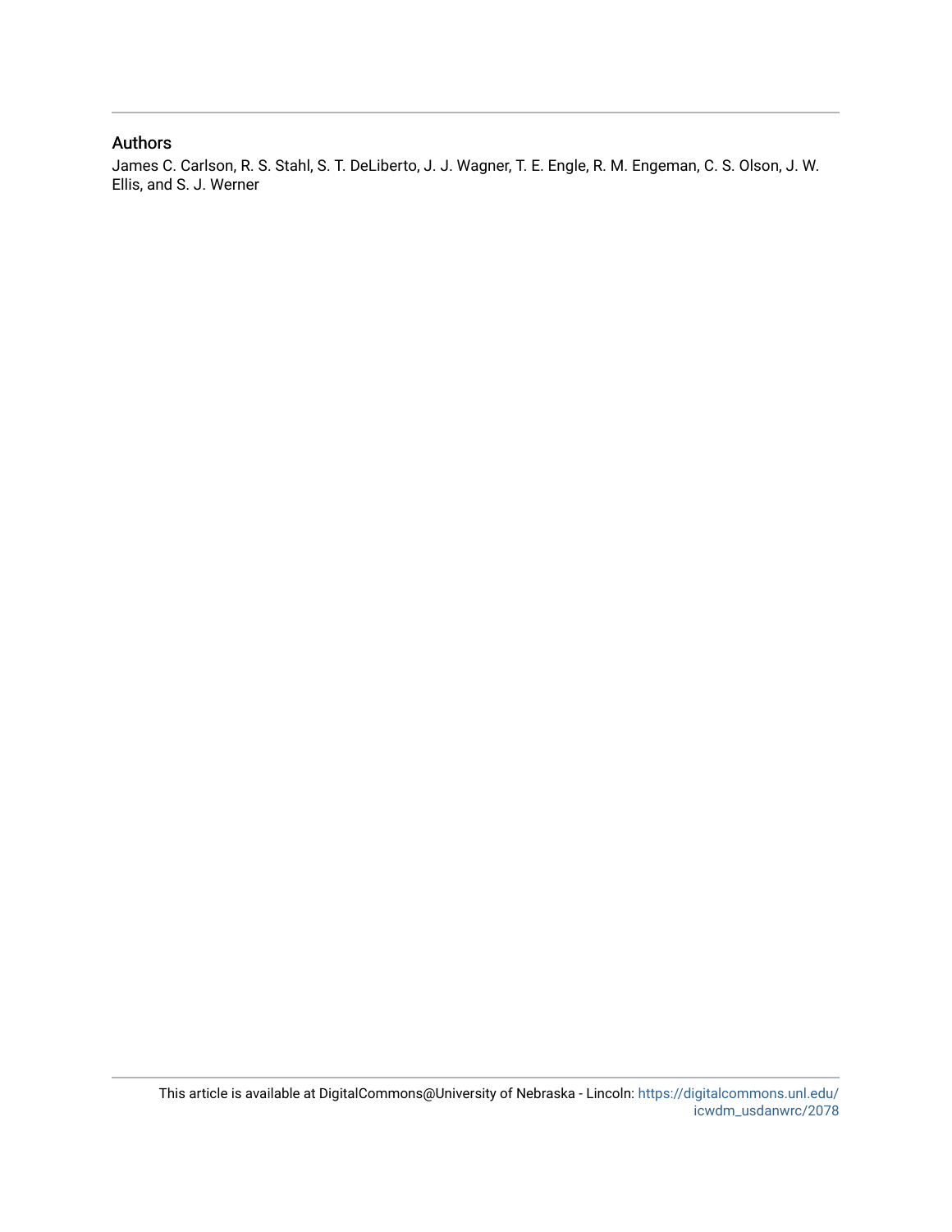## Authors

James C. Carlson, R. S. Stahl, S. T. DeLiberto, J. J. Wagner, T. E. Engle, R. M. Engeman, C. S. Olson, J. W. Ellis, and S. J. Werner

This article is available at DigitalCommons@University of Nebraska - Lincoln: https://digitalcommons.unl.edu/icwdm_usdanwrc/2078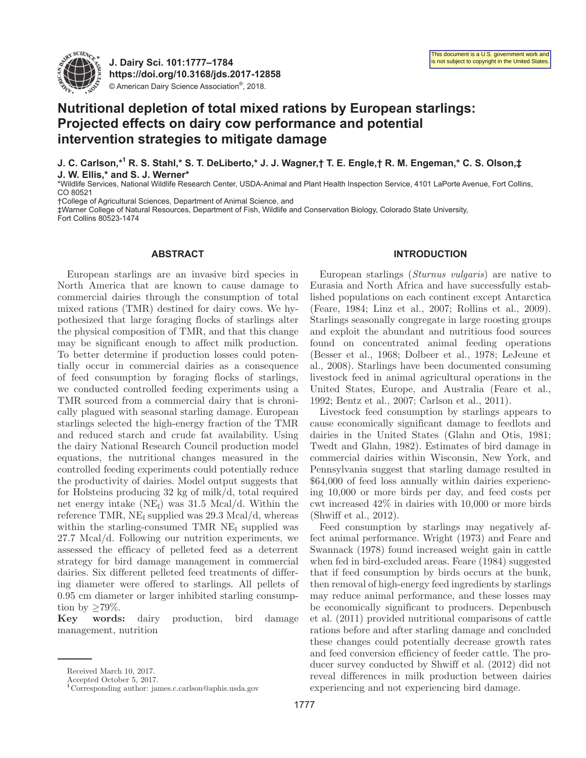# Nutritional depletion of total mixed rations by European starlings: Projected effects on dairy cow performance and potential intervention strategies to mitigate damage

**J. C. Carlson,*[1] R. S. Stahl,* S. T. DeLiberto,* J. J. Wagner,† T. E. Engle,† R. M. Engeman,* C. S. Olson,‡ J. W. Ellis,* and S. J. Werner***

*Wildlife Services, National Wildlife Research Center, USDA-Animal and Plant Health Inspection Service, 4101 LaPorte Avenue, Fort Collins, CO 80521

†College of Agricultural Sciences, Department of Animal Science, and

‡Warner College of Natural Resources, Department of Fish, Wildlife and Conservation Biology, Colorado State University, Fort Collins 80523-1474

## ABSTRACT

European starlings are an invasive bird species in North America that are known to cause damage to commercial dairies through the consumption of total mixed rations (TMR) destined for dairy cows. We hypothesized that large foraging flocks of starlings alter the physical composition of TMR, and that this change may be significant enough to affect milk production. To better determine if production losses could potentially occur in commercial dairies as a consequence of feed consumption by foraging flocks of starlings, we conducted controlled feeding experiments using a TMR sourced from a commercial dairy that is chronically plagued with seasonal starling damage. European starlings selected the high-energy fraction of the TMR and reduced starch and crude fat availability. Using the dairy National Research Council production model equations, the nutritional changes measured in the controlled feeding experiments could potentially reduce the productivity of dairies. Model output suggests that for Holsteins producing 32 kg of milk/d, total required net energy intake ($NE_I$) was 31.5 Mcal/d. Within the reference TMR, $NE_I$ supplied was 29.3 Mcal/d, whereas within the starling-consumed TMR $NE_I$ supplied was 27.7 Mcal/d. Following our nutrition experiments, we assessed the efficacy of pelleted feed as a deterrent strategy for bird damage management in commercial dairies. Six different pelleted feed treatments of differing diameter were offered to starlings. All pellets of 0.95 cm diameter or larger inhibited starling consumption by ≥79%.

**Key words:** dairy production, bird damage management, nutrition

## INTRODUCTION

European starlings (*Sturnus vulgaris*) are native to Eurasia and North Africa and have successfully established populations on each continent except Antarctica (Feare, 1984; Linz et al., 2007; Rollins et al., 2009). Starlings seasonally congregate in large roosting groups and exploit the abundant and nutritious food sources found on concentrated animal feeding operations (Besser et al., 1968; Dolbeer et al., 1978; LeJeune et al., 2008). Starlings have been documented consuming livestock feed in animal agricultural operations in the United States, Europe, and Australia (Feare et al., 1992; Bentz et al., 2007; Carlson et al., 2011).

Livestock feed consumption by starlings appears to cause economically significant damage to feedlots and dairies in the United States (Glahn and Otis, 1981; Twedt and Glahn, 1982). Estimates of bird damage in commercial dairies within Wisconsin, New York, and Pennsylvania suggest that starling damage resulted in $64,000 of feed loss annually within dairies experiencing 10,000 or more birds per day, and feed costs per cwt increased 42% in dairies with 10,000 or more birds (Shwiff et al., 2012).

Feed consumption by starlings may negatively affect animal performance. Wright (1973) and Feare and Swannack (1978) found increased weight gain in cattle when fed in bird-excluded areas. Feare (1984) suggested that if feed consumption by birds occurs at the bunk, then removal of high-energy feed ingredients by starlings may reduce animal performance, and these losses may be economically significant to producers. Depenbusch et al. (2011) provided nutritional comparisons of cattle rations before and after starling damage and concluded these changes could potentially decrease growth rates and feed conversion efficiency of feeder cattle. The producer survey conducted by Shwiff et al. (2012) did not reveal differences in milk production between dairies experiencing and not experiencing bird damage.

Received March 10, 2017.
Accepted October 5, 2017.
[1]Corresponding author: james.c.carlson@aphis.usda.gov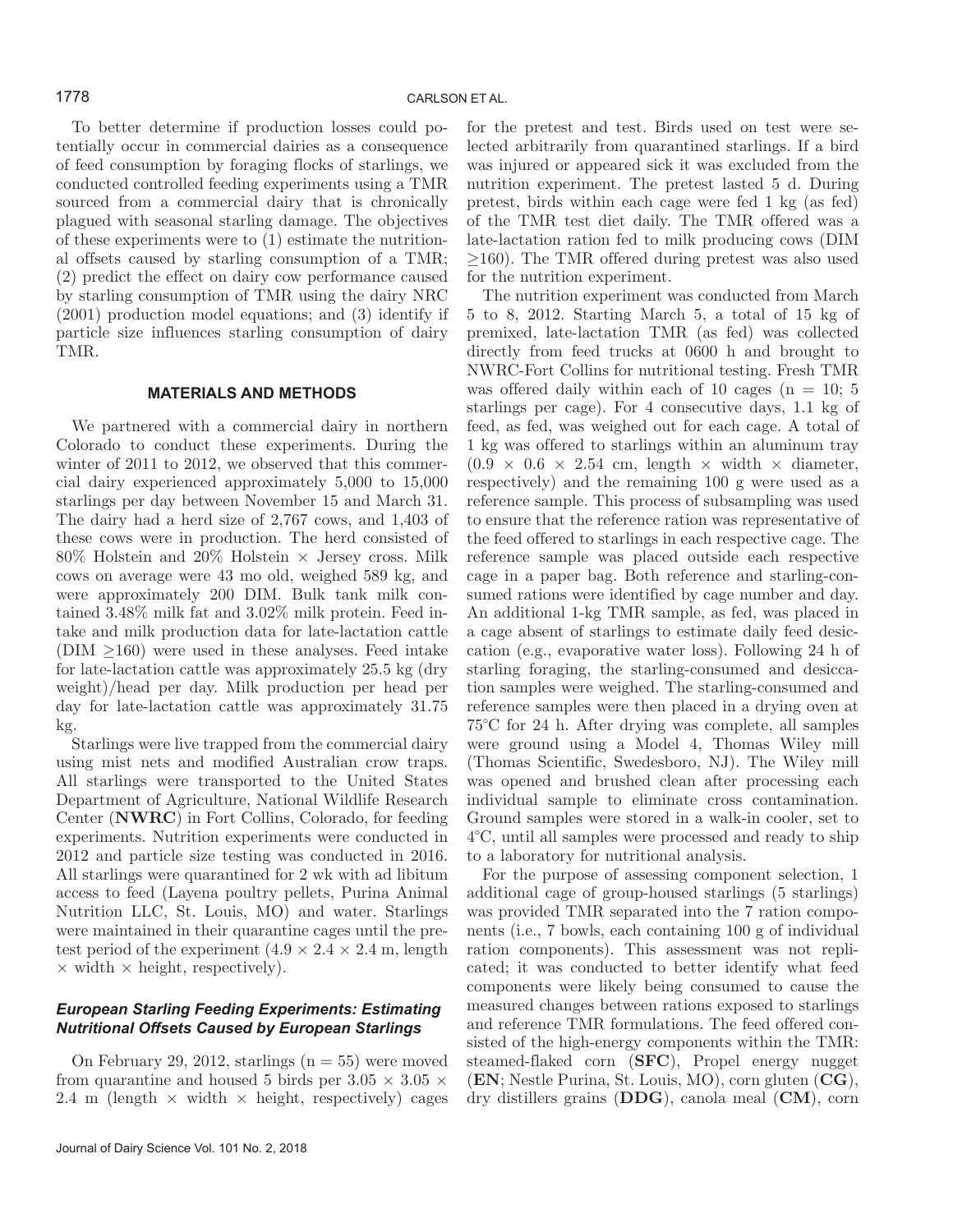To better determine if production losses could potentially occur in commercial dairies as a consequence of feed consumption by foraging flocks of starlings, we conducted controlled feeding experiments using a TMR sourced from a commercial dairy that is chronically plagued with seasonal starling damage. The objectives of these experiments were to (1) estimate the nutritional offsets caused by starling consumption of a TMR; (2) predict the effect on dairy cow performance caused by starling consumption of TMR using the dairy NRC (2001) production model equations; and (3) identify if particle size influences starling consumption of dairy TMR.

## MATERIALS AND METHODS

We partnered with a commercial dairy in northern Colorado to conduct these experiments. During the winter of 2011 to 2012, we observed that this commercial dairy experienced approximately 5,000 to 15,000 starlings per day between November 15 and March 31. The dairy had a herd size of 2,767 cows, and 1,403 of these cows were in production. The herd consisted of 80% Holstein and 20% Holstein × Jersey cross. Milk cows on average were 43 mo old, weighed 589 kg, and were approximately 200 DIM. Bulk tank milk contained 3.48% milk fat and 3.02% milk protein. Feed intake and milk production data for late-lactation cattle (DIM ≥160) were used in these analyses. Feed intake for late-lactation cattle was approximately 25.5 kg (dry weight)/head per day. Milk production per head per day for late-lactation cattle was approximately 31.75 kg.

Starlings were live trapped from the commercial dairy using mist nets and modified Australian crow traps. All starlings were transported to the United States Department of Agriculture, National Wildlife Research Center (**NWRC**) in Fort Collins, Colorado, for feeding experiments. Nutrition experiments were conducted in 2012 and particle size testing was conducted in 2016. All starlings were quarantined for 2 wk with ad libitum access to feed (Layena poultry pellets, Purina Animal Nutrition LLC, St. Louis, MO) and water. Starlings were maintained in their quarantine cages until the pretest period of the experiment (4.9 × 2.4 × 2.4 m, length × width × height, respectively).

### *European Starling Feeding Experiments: Estimating Nutritional Offsets Caused by European Starlings*

On February 29, 2012, starlings (n = 55) were moved from quarantine and housed 5 birds per 3.05 × 3.05 × 2.4 m (length × width × height, respectively) cages for the pretest and test. Birds used on test were selected arbitrarily from quarantined starlings. If a bird was injured or appeared sick it was excluded from the nutrition experiment. The pretest lasted 5 d. During pretest, birds within each cage were fed 1 kg (as fed) of the TMR test diet daily. The TMR offered was a late-lactation ration fed to milk producing cows (DIM ≥160). The TMR offered during pretest was also used for the nutrition experiment.

The nutrition experiment was conducted from March 5 to 8, 2012. Starting March 5, a total of 15 kg of premixed, late-lactation TMR (as fed) was collected directly from feed trucks at 0600 h and brought to NWRC-Fort Collins for nutritional testing. Fresh TMR was offered daily within each of 10 cages (n = 10; 5 starlings per cage). For 4 consecutive days, 1.1 kg of feed, as fed, was weighed out for each cage. A total of 1 kg was offered to starlings within an aluminum tray (0.9 × 0.6 × 2.54 cm, length × width × diameter, respectively) and the remaining 100 g were used as a reference sample. This process of subsampling was used to ensure that the reference ration was representative of the feed offered to starlings in each respective cage. The reference sample was placed outside each respective cage in a paper bag. Both reference and starling-consumed rations were identified by cage number and day. An additional 1-kg TMR sample, as fed, was placed in a cage absent of starlings to estimate daily feed desiccation (e.g., evaporative water loss). Following 24 h of starling foraging, the starling-consumed and desiccation samples were weighed. The starling-consumed and reference samples were then placed in a drying oven at 75°C for 24 h. After drying was complete, all samples were ground using a Model 4, Thomas Wiley mill (Thomas Scientific, Swedesboro, NJ). The Wiley mill was opened and brushed clean after processing each individual sample to eliminate cross contamination. Ground samples were stored in a walk-in cooler, set to 4°C, until all samples were processed and ready to ship to a laboratory for nutritional analysis.

For the purpose of assessing component selection, 1 additional cage of group-housed starlings (5 starlings) was provided TMR separated into the 7 ration components (i.e., 7 bowls, each containing 100 g of individual ration components). This assessment was not replicated; it was conducted to better identify what feed components were likely being consumed to cause the measured changes between rations exposed to starlings and reference TMR formulations. The feed offered consisted of the high-energy components within the TMR: steamed-flaked corn (**SFC**), Propel energy nugget (**EN**; Nestle Purina, St. Louis, MO), corn gluten (**CG**), dry distillers grains (**DDG**), canola meal (**CM**), corn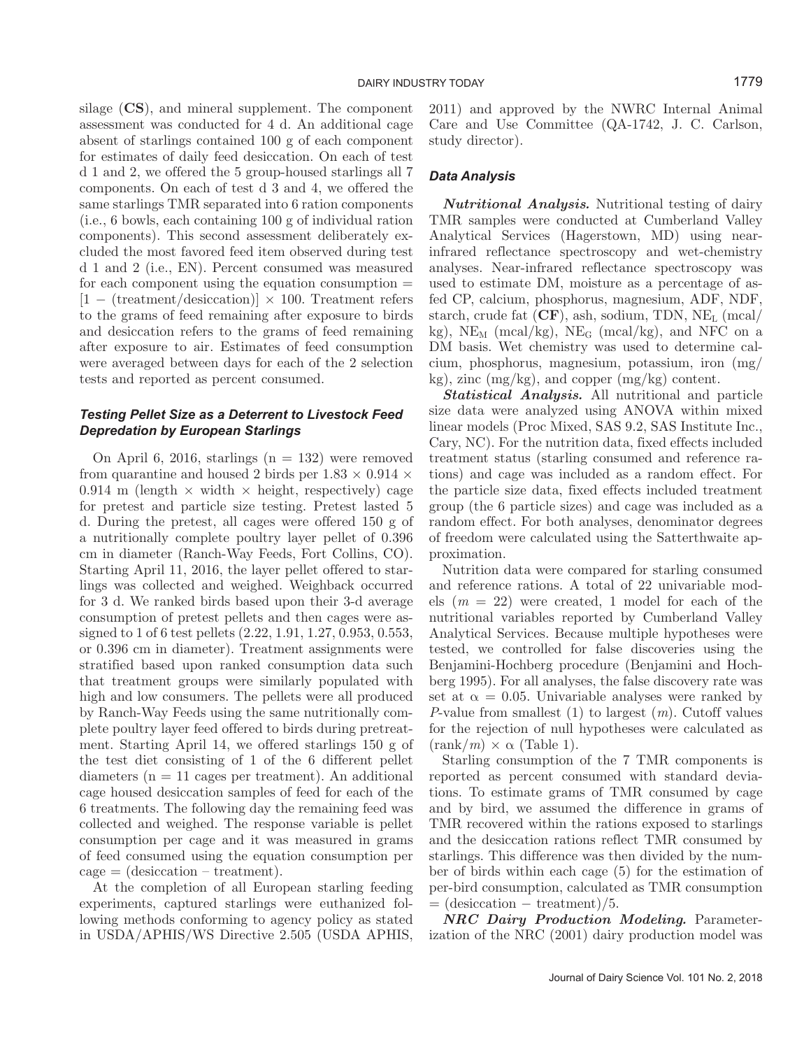silage (**CS**), and mineral supplement. The component assessment was conducted for 4 d. An additional cage absent of starlings contained 100 g of each component for estimates of daily feed desiccation. On each of test d 1 and 2, we offered the 5 group-housed starlings all 7 components. On each of test d 3 and 4, we offered the same starlings TMR separated into 6 ration components (i.e., 6 bowls, each containing 100 g of individual ration components). This second assessment deliberately excluded the most favored feed item observed during test d 1 and 2 (i.e., EN). Percent consumed was measured for each component using the equation consumption = [1 − (treatment/desiccation)] × 100. Treatment refers to the grams of feed remaining after exposure to birds and desiccation refers to the grams of feed remaining after exposure to air. Estimates of feed consumption were averaged between days for each of the 2 selection tests and reported as percent consumed.

### *Testing Pellet Size as a Deterrent to Livestock Feed Depredation by European Starlings*

On April 6, 2016, starlings (n = 132) were removed from quarantine and housed 2 birds per 1.83 × 0.914 × 0.914 m (length × width × height, respectively) cage for pretest and particle size testing. Pretest lasted 5 d. During the pretest, all cages were offered 150 g of a nutritionally complete poultry layer pellet of 0.396 cm in diameter (Ranch-Way Feeds, Fort Collins, CO). Starting April 11, 2016, the layer pellet offered to starlings was collected and weighed. Weighback occurred for 3 d. We ranked birds based upon their 3-d average consumption of pretest pellets and then cages were assigned to 1 of 6 test pellets (2.22, 1.91, 1.27, 0.953, 0.553, or 0.396 cm in diameter). Treatment assignments were stratified based upon ranked consumption data such that treatment groups were similarly populated with high and low consumers. The pellets were all produced by Ranch-Way Feeds using the same nutritionally complete poultry layer feed offered to birds during pretreatment. Starting April 14, we offered starlings 150 g of the test diet consisting of 1 of the 6 different pellet diameters (n = 11 cages per treatment). An additional cage housed desiccation samples of feed for each of the 6 treatments. The following day the remaining feed was collected and weighed. The response variable is pellet consumption per cage and it was measured in grams of feed consumed using the equation consumption per cage = (desiccation – treatment).

At the completion of all European starling feeding experiments, captured starlings were euthanized following methods conforming to agency policy as stated in USDA/APHIS/WS Directive 2.505 (USDA APHIS, 2011) and approved by the NWRC Internal Animal Care and Use Committee (QA-1742, J. C. Carlson, study director).

### *Data Analysis*

***Nutritional Analysis.*** Nutritional testing of dairy TMR samples were conducted at Cumberland Valley Analytical Services (Hagerstown, MD) using near-infrared reflectance spectroscopy and wet-chemistry analyses. Near-infrared reflectance spectroscopy was used to estimate DM, moisture as a percentage of as-fed CP, calcium, phosphorus, magnesium, ADF, NDF, starch, crude fat (**CF**), ash, sodium, TDN, $NE_L$ (mcal/kg), $NE_M$ (mcal/kg), $NE_G$ (mcal/kg), and NFC on a DM basis. Wet chemistry was used to determine calcium, phosphorus, magnesium, potassium, iron (mg/kg), zinc (mg/kg), and copper (mg/kg) content.

***Statistical Analysis.*** All nutritional and particle size data were analyzed using ANOVA within mixed linear models (Proc Mixed, SAS 9.2, SAS Institute Inc., Cary, NC). For the nutrition data, fixed effects included treatment status (starling consumed and reference rations) and cage was included as a random effect. For the particle size data, fixed effects included treatment group (the 6 particle sizes) and cage was included as a random effect. For both analyses, denominator degrees of freedom were calculated using the Satterthwaite approximation.

Nutrition data were compared for starling consumed and reference rations. A total of 22 univariable models ($m$ = 22) were created, 1 model for each of the nutritional variables reported by Cumberland Valley Analytical Services. Because multiple hypotheses were tested, we controlled for false discoveries using the Benjamini-Hochberg procedure (Benjamini and Hochberg 1995). For all analyses, the false discovery rate was set at $\alpha$ = 0.05. Univariable analyses were ranked by $P$-value from smallest (1) to largest ($m$). Cutoff values for the rejection of null hypotheses were calculated as (rank/$m$) × $\alpha$ (Table 1).

Starling consumption of the 7 TMR components is reported as percent consumed with standard deviations. To estimate grams of TMR consumed by cage and by bird, we assumed the difference in grams of TMR recovered within the rations exposed to starlings and the desiccation rations reflect TMR consumed by starlings. This difference was then divided by the number of birds within each cage (5) for the estimation of per-bird consumption, calculated as TMR consumption = (desiccation − treatment)/5.

***NRC Dairy Production Modeling.*** Parameterization of the NRC (2001) dairy production model was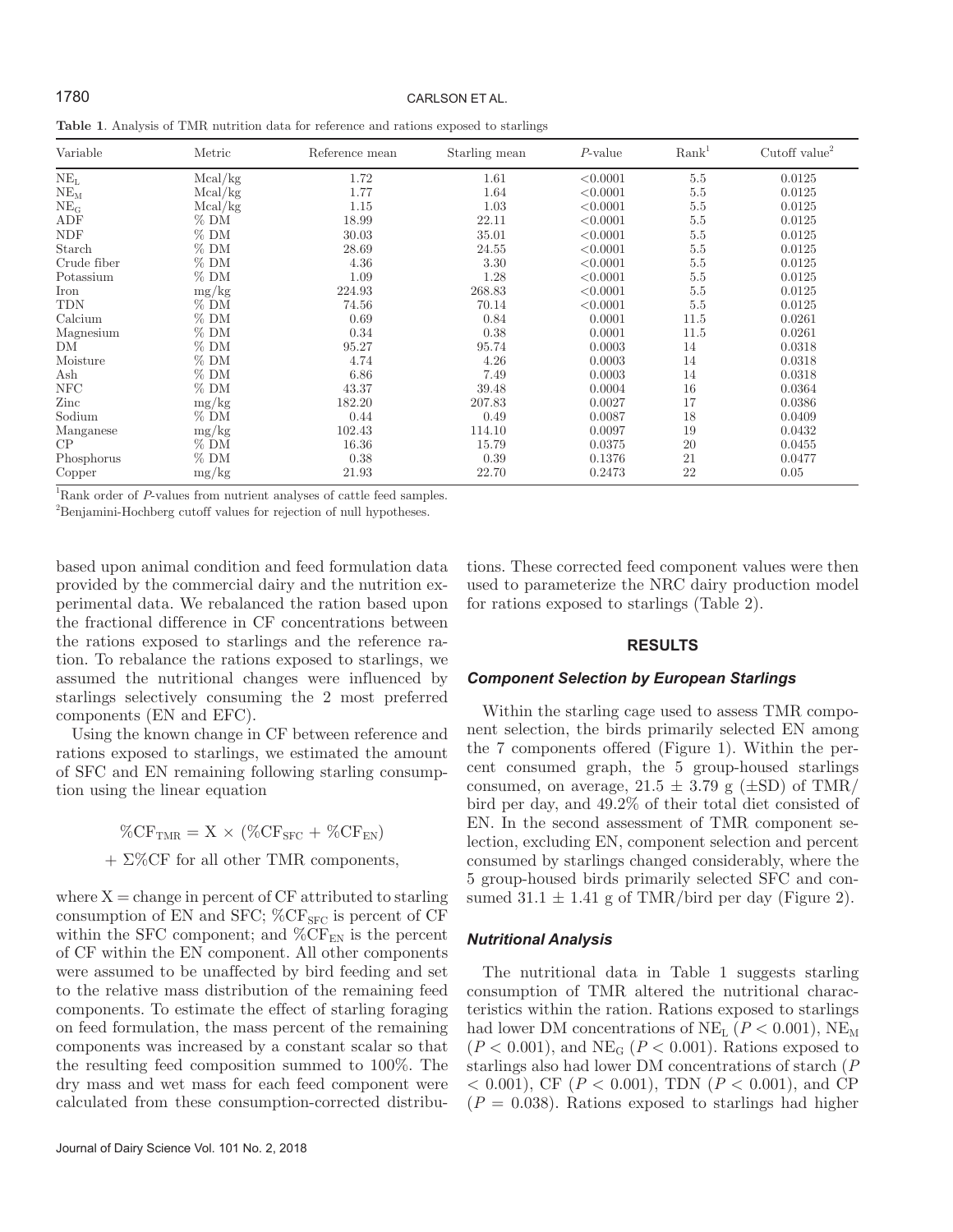**Table 1**. Analysis of TMR nutrition data for reference and rations exposed to starlings

| Variable | Metric | Reference mean | Starling mean | $P$-value | Rank[1] | Cutoff value[2] |
|---|---|---|---|---|---|---|
| $NE_L$ | Mcal/kg | 1.72 | 1.61 | <0.0001 | 5.5 | 0.0125 |
| $NE_M$ | Mcal/kg | 1.77 | 1.64 | <0.0001 | 5.5 | 0.0125 |
| $NE_G$ | Mcal/kg | 1.15 | 1.03 | <0.0001 | 5.5 | 0.0125 |
| ADF | % DM | 18.99 | 22.11 | <0.0001 | 5.5 | 0.0125 |
| NDF | % DM | 30.03 | 35.01 | <0.0001 | 5.5 | 0.0125 |
| Starch | % DM | 28.69 | 24.55 | <0.0001 | 5.5 | 0.0125 |
| Crude fiber | % DM | 4.36 | 3.30 | <0.0001 | 5.5 | 0.0125 |
| Potassium | % DM | 1.09 | 1.28 | <0.0001 | 5.5 | 0.0125 |
| Iron | mg/kg | 224.93 | 268.83 | <0.0001 | 5.5 | 0.0125 |
| TDN | % DM | 74.56 | 70.14 | <0.0001 | 5.5 | 0.0125 |
| Calcium | % DM | 0.69 | 0.84 | 0.0001 | 11.5 | 0.0261 |
| Magnesium | % DM | 0.34 | 0.38 | 0.0001 | 11.5 | 0.0261 |
| DM | % DM | 95.27 | 95.74 | 0.0003 | 14 | 0.0318 |
| Moisture | % DM | 4.74 | 4.26 | 0.0003 | 14 | 0.0318 |
| Ash | % DM | 6.86 | 7.49 | 0.0003 | 14 | 0.0318 |
| NFC | % DM | 43.37 | 39.48 | 0.0004 | 16 | 0.0364 |
| Zinc | mg/kg | 182.20 | 207.83 | 0.0027 | 17 | 0.0386 |
| Sodium | % DM | 0.44 | 0.49 | 0.0087 | 18 | 0.0409 |
| Manganese | mg/kg | 102.43 | 114.10 | 0.0097 | 19 | 0.0432 |
| CP | % DM | 16.36 | 15.79 | 0.0375 | 20 | 0.0455 |
| Phosphorus | % DM | 0.38 | 0.39 | 0.1376 | 21 | 0.0477 |
| Copper | mg/kg | 21.93 | 22.70 | 0.2473 | 22 | 0.05 |

[1]Rank order of $P$-values from nutrient analyses of cattle feed samples.

[2]Benjamini-Hochberg cutoff values for rejection of null hypotheses.

based upon animal condition and feed formulation data provided by the commercial dairy and the nutrition experimental data. We rebalanced the ration based upon the fractional difference in CF concentrations between the rations exposed to starlings and the reference ration. To rebalance the rations exposed to starlings, we assumed the nutritional changes were influenced by starlings selectively consuming the 2 most preferred components (EN and EFC).

Using the known change in CF between reference and rations exposed to starlings, we estimated the amount of SFC and EN remaining following starling consumption using the linear equation

$$\%CF_{TMR} = X \times (\%CF_{SFC} + \%CF_{EN}) + \Sigma\%CF \text{ for all other TMR components,}$$

where X = change in percent of CF attributed to starling consumption of EN and SFC; $\%CF_{SFC}$ is percent of CF within the SFC component; and $\%CF_{EN}$ is the percent of CF within the EN component. All other components were assumed to be unaffected by bird feeding and set to the relative mass distribution of the remaining feed components. To estimate the effect of starling foraging on feed formulation, the mass percent of the remaining components was increased by a constant scalar so that the resulting feed composition summed to 100%. The dry mass and wet mass for each feed component were calculated from these consumption-corrected distributions. These corrected feed component values were then used to parameterize the NRC dairy production model for rations exposed to starlings (Table 2).

## RESULTS

### *Component Selection by European Starlings*

Within the starling cage used to assess TMR component selection, the birds primarily selected EN among the 7 components offered (Figure 1). Within the percent consumed graph, the 5 group-housed starlings consumed, on average, 21.5 ± 3.79 g (±SD) of TMR/bird per day, and 49.2% of their total diet consisted of EN. In the second assessment of TMR component selection, excluding EN, component selection and percent consumed by starlings changed considerably, where the 5 group-housed birds primarily selected SFC and consumed 31.1 ± 1.41 g of TMR/bird per day (Figure 2).

### *Nutritional Analysis*

The nutritional data in Table 1 suggests starling consumption of TMR altered the nutritional characteristics within the ration. Rations exposed to starlings had lower DM concentrations of $NE_L$ ($P < 0.001$), $NE_M$ ($P < 0.001$), and $NE_G$ ($P < 0.001$). Rations exposed to starlings also had lower DM concentrations of starch ($P < 0.001$), CF ($P < 0.001$), TDN ($P < 0.001$), and CP ($P = 0.038$). Rations exposed to starlings had higher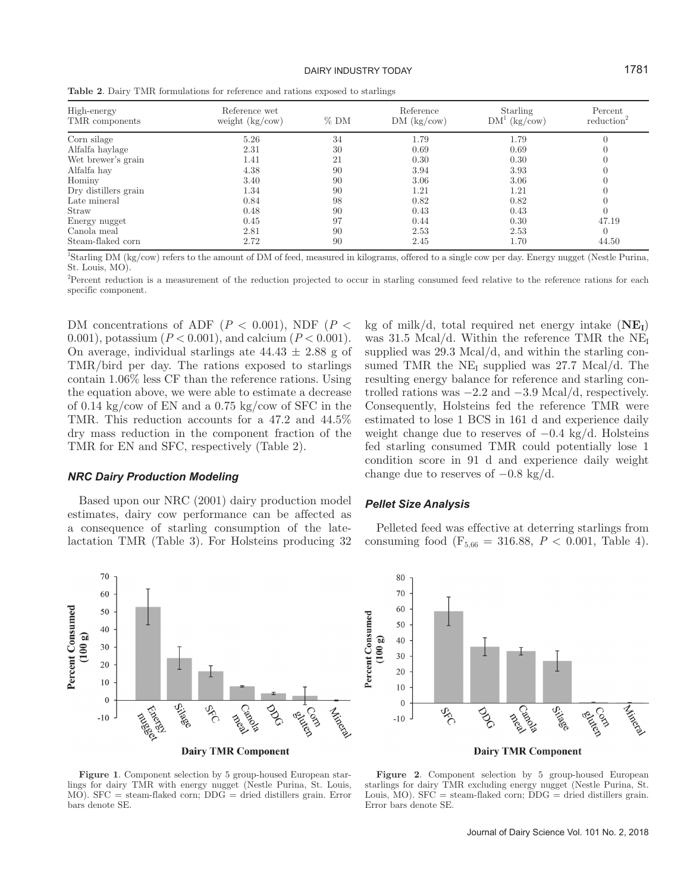**Table 2**. Dairy TMR formulations for reference and rations exposed to starlings

| High-energy TMR components | Reference wet weight (kg/cow) | % DM | Reference DM (kg/cow) | Starling DM[1] (kg/cow) | Percent reduction[2] |
|---|---|---|---|---|---|
| Corn silage | 5.26 | 34 | 1.79 | 1.79 | 0 |
| Alfalfa haylage | 2.31 | 30 | 0.69 | 0.69 | 0 |
| Wet brewer's grain | 1.41 | 21 | 0.30 | 0.30 | 0 |
| Alfalfa hay | 4.38 | 90 | 3.94 | 3.93 | 0 |
| Hominy | 3.40 | 90 | 3.06 | 3.06 | 0 |
| Dry distillers grain | 1.34 | 90 | 1.21 | 1.21 | 0 |
| Late mineral | 0.84 | 98 | 0.82 | 0.82 | 0 |
| Straw | 0.48 | 90 | 0.43 | 0.43 | 0 |
| Energy nugget | 0.45 | 97 | 0.44 | 0.30 | 47.19 |
| Canola meal | 2.81 | 90 | 2.53 | 2.53 | 0 |
| Steam-flaked corn | 2.72 | 90 | 2.45 | 1.70 | 44.50 |

[1]Starling DM (kg/cow) refers to the amount of DM of feed, measured in kilograms, offered to a single cow per day. Energy nugget (Nestle Purina, St. Louis, MO).

[2]Percent reduction is a measurement of the reduction projected to occur in starling consumed feed relative to the reference rations for each specific component.

DM concentrations of ADF ($P < 0.001$), NDF ($P < 0.001$), potassium ($P < 0.001$), and calcium ($P < 0.001$). On average, individual starlings ate $44.43 \pm 2.88$ g of TMR/bird per day. The rations exposed to starlings contain 1.06% less CF than the reference rations. Using the equation above, we were able to estimate a decrease of 0.14 kg/cow of EN and a 0.75 kg/cow of SFC in the TMR. This reduction accounts for a 47.2 and 44.5% dry mass reduction in the component fraction of the TMR for EN and SFC, respectively (Table 2).

### NRC Dairy Production Modeling

Based upon our NRC (2001) dairy production model estimates, dairy cow performance can be affected as a consequence of starling consumption of the late-lactation TMR (Table 3). For Holsteins producing 32 kg of milk/d, total required net energy intake (**NE$_I$**) was 31.5 Mcal/d. Within the reference TMR the NE$_I$ supplied was 29.3 Mcal/d, and within the starling consumed TMR the NE$_I$ supplied was 27.7 Mcal/d. The resulting energy balance for reference and starling controlled rations was −2.2 and −3.9 Mcal/d, respectively. Consequently, Holsteins fed the reference TMR were estimated to lose 1 BCS in 161 d and experience daily weight change due to reserves of −0.4 kg/d. Holsteins fed starling consumed TMR could potentially lose 1 condition score in 91 d and experience daily weight change due to reserves of −0.8 kg/d.

### Pellet Size Analysis

Pelleted feed was effective at deterring starlings from consuming food ($F_{5,66} = 316.88$, $P < 0.001$, Table 4).

**Figure 1**. Component selection by 5 group-housed European starlings for dairy TMR with energy nugget (Nestle Purina, St. Louis, MO). SFC = steam-flaked corn; DDG = dried distillers grain. Error bars denote SE.

**Figure 2**. Component selection by 5 group-housed European starlings for dairy TMR excluding energy nugget (Nestle Purina, St. Louis, MO). SFC = steam-flaked corn; DDG = dried distillers grain. Error bars denote SE.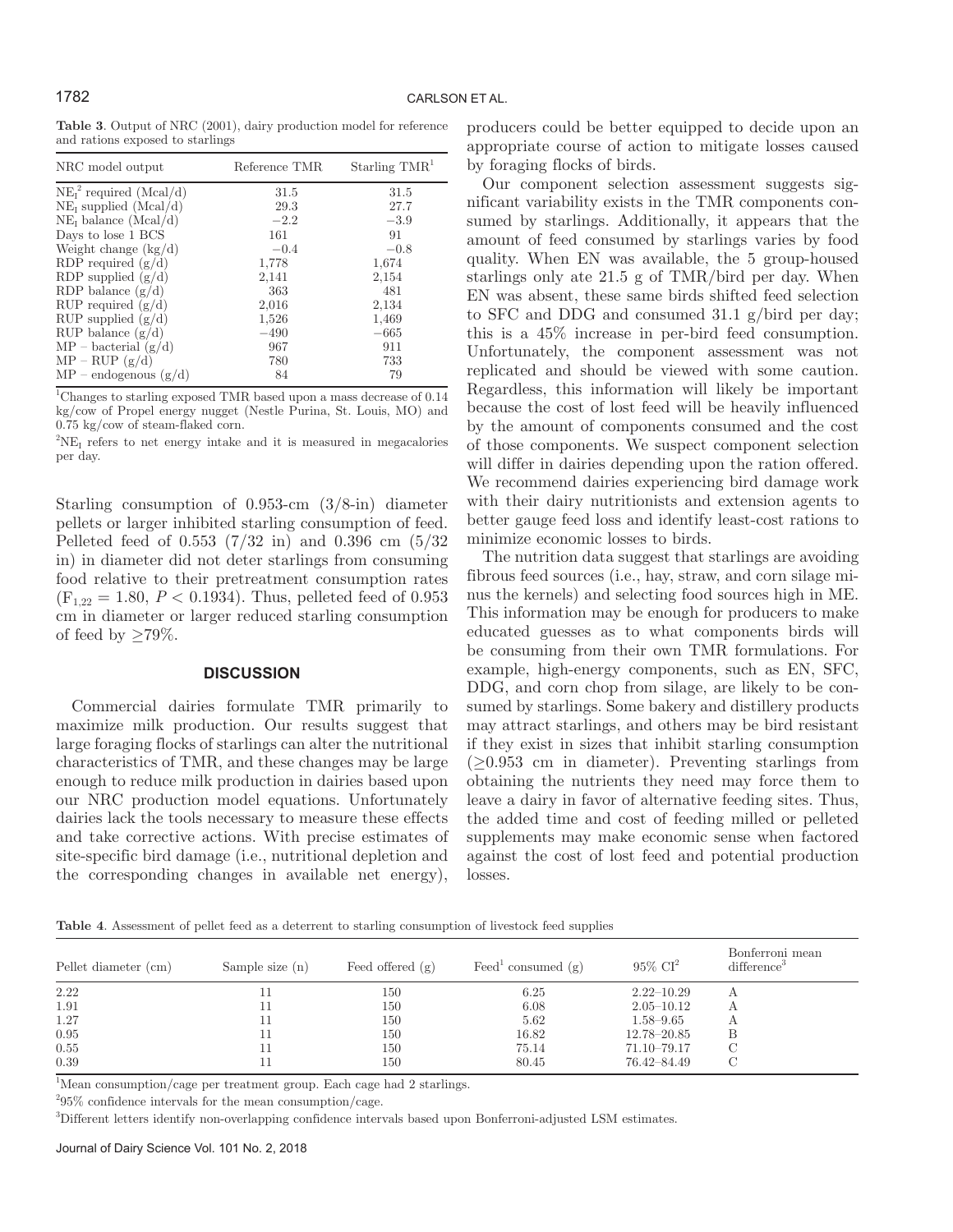**Table 3**. Output of NRC (2001), dairy production model for reference and rations exposed to starlings

| NRC model output | Reference TMR | Starling TMR[1] |
|---|---|---|
| $NE_I$[2] required (Mcal/d) | 31.5 | 31.5 |
| $NE_I$ supplied (Mcal/d) | 29.3 | 27.7 |
| $NE_I$ balance (Mcal/d) | −2.2 | −3.9 |
| Days to lose 1 BCS | 161 | 91 |
| Weight change (kg/d) | −0.4 | −0.8 |
| RDP required (g/d) | 1,778 | 1,674 |
| RDP supplied (g/d) | 2,141 | 2,154 |
| RDP balance (g/d) | 363 | 481 |
| RUP required (g/d) | 2,016 | 2,134 |
| RUP supplied (g/d) | 1,526 | 1,469 |
| RUP balance (g/d) | −490 | −665 |
| MP – bacterial (g/d) | 967 | 911 |
| MP – RUP (g/d) | 780 | 733 |
| MP – endogenous (g/d) | 84 | 79 |

[1]Changes to starling exposed TMR based upon a mass decrease of 0.14 kg/cow of Propel energy nugget (Nestle Purina, St. Louis, MO) and 0.75 kg/cow of steam-flaked corn.

[2]$NE_I$ refers to net energy intake and it is measured in megacalories per day.

Starling consumption of 0.953-cm (3/8-in) diameter pellets or larger inhibited starling consumption of feed. Pelleted feed of 0.553 (7/32 in) and 0.396 cm (5/32 in) in diameter did not deter starlings from consuming food relative to their pretreatment consumption rates ($F_{1,22} = 1.80$, $P < 0.1934$). Thus, pelleted feed of 0.953 cm in diameter or larger reduced starling consumption of feed by ≥79%.

## DISCUSSION

Commercial dairies formulate TMR primarily to maximize milk production. Our results suggest that large foraging flocks of starlings can alter the nutritional characteristics of TMR, and these changes may be large enough to reduce milk production in dairies based upon our NRC production model equations. Unfortunately dairies lack the tools necessary to measure these effects and take corrective actions. With precise estimates of site-specific bird damage (i.e., nutritional depletion and the corresponding changes in available net energy), producers could be better equipped to decide upon an appropriate course of action to mitigate losses caused by foraging flocks of birds.

Our component selection assessment suggests significant variability exists in the TMR components consumed by starlings. Additionally, it appears that the amount of feed consumed by starlings varies by food quality. When EN was available, the 5 group-housed starlings only ate 21.5 g of TMR/bird per day. When EN was absent, these same birds shifted feed selection to SFC and DDG and consumed 31.1 g/bird per day; this is a 45% increase in per-bird feed consumption. Unfortunately, the component assessment was not replicated and should be viewed with some caution. Regardless, this information will likely be important because the cost of lost feed will be heavily influenced by the amount of components consumed and the cost of those components. We suspect component selection will differ in dairies depending upon the ration offered. We recommend dairies experiencing bird damage work with their dairy nutritionists and extension agents to better gauge feed loss and identify least-cost rations to minimize economic losses to birds.

The nutrition data suggest that starlings are avoiding fibrous feed sources (i.e., hay, straw, and corn silage minus the kernels) and selecting food sources high in ME. This information may be enough for producers to make educated guesses as to what components birds will be consuming from their own TMR formulations. For example, high-energy components, such as EN, SFC, DDG, and corn chop from silage, are likely to be consumed by starlings. Some bakery and distillery products may attract starlings, and others may be bird resistant if they exist in sizes that inhibit starling consumption (≥0.953 cm in diameter). Preventing starlings from obtaining the nutrients they need may force them to leave a dairy in favor of alternative feeding sites. Thus, the added time and cost of feeding milled or pelleted supplements may make economic sense when factored against the cost of lost feed and potential production losses.

**Table 4**. Assessment of pellet feed as a deterrent to starling consumption of livestock feed supplies

| Pellet diameter (cm) | Sample size (n) | Feed offered (g) | Feed[1] consumed (g) | 95% CI[2] | Bonferroni mean difference[3] |
|---|---|---|---|---|---|
| 2.22 | 11 | 150 | 6.25 | 2.22–10.29 | A |
| 1.91 | 11 | 150 | 6.08 | 2.05–10.12 | A |
| 1.27 | 11 | 150 | 5.62 | 1.58–9.65 | A |
| 0.95 | 11 | 150 | 16.82 | 12.78–20.85 | B |
| 0.55 | 11 | 150 | 75.14 | 71.10–79.17 | C |
| 0.39 | 11 | 150 | 80.45 | 76.42–84.49 | C |

[1]Mean consumption/cage per treatment group. Each cage had 2 starlings.

[2]95% confidence intervals for the mean consumption/cage.

[3]Different letters identify non-overlapping confidence intervals based upon Bonferroni-adjusted LSM estimates.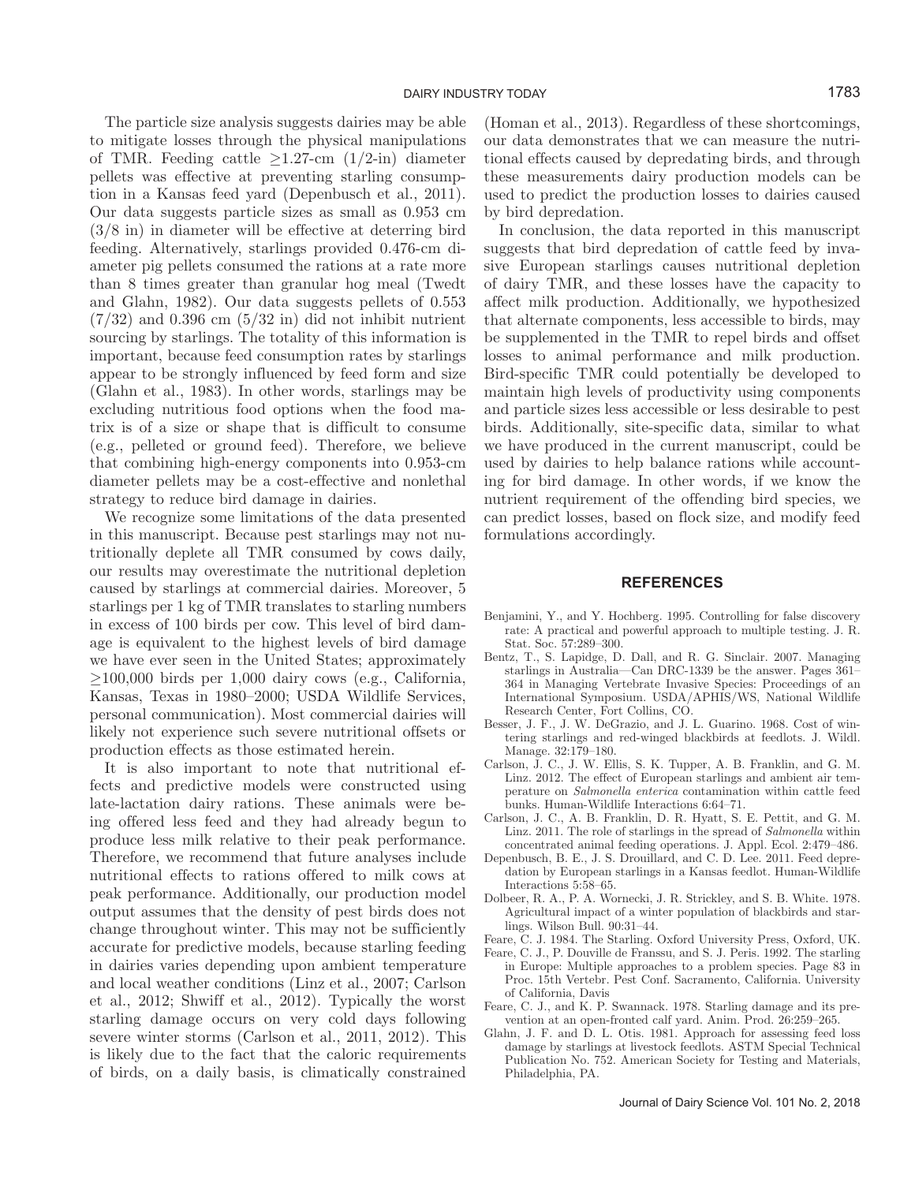The particle size analysis suggests dairies may be able to mitigate losses through the physical manipulations of TMR. Feeding cattle ≥1.27-cm (1/2-in) diameter pellets was effective at preventing starling consumption in a Kansas feed yard (Depenbusch et al., 2011). Our data suggests particle sizes as small as 0.953 cm (3/8 in) in diameter will be effective at deterring bird feeding. Alternatively, starlings provided 0.476-cm diameter pig pellets consumed the rations at a rate more than 8 times greater than granular hog meal (Twedt and Glahn, 1982). Our data suggests pellets of 0.553 (7/32) and 0.396 cm (5/32 in) did not inhibit nutrient sourcing by starlings. The totality of this information is important, because feed consumption rates by starlings appear to be strongly influenced by feed form and size (Glahn et al., 1983). In other words, starlings may be excluding nutritious food options when the food matrix is of a size or shape that is difficult to consume (e.g., pelleted or ground feed). Therefore, we believe that combining high-energy components into 0.953-cm diameter pellets may be a cost-effective and nonlethal strategy to reduce bird damage in dairies.

We recognize some limitations of the data presented in this manuscript. Because pest starlings may not nutritionally deplete all TMR consumed by cows daily, our results may overestimate the nutritional depletion caused by starlings at commercial dairies. Moreover, 5 starlings per 1 kg of TMR translates to starling numbers in excess of 100 birds per cow. This level of bird damage is equivalent to the highest levels of bird damage we have ever seen in the United States; approximately ≥100,000 birds per 1,000 dairy cows (e.g., California, Kansas, Texas in 1980–2000; USDA Wildlife Services, personal communication). Most commercial dairies will likely not experience such severe nutritional offsets or production effects as those estimated herein.

It is also important to note that nutritional effects and predictive models were constructed using late-lactation dairy rations. These animals were being offered less feed and they had already begun to produce less milk relative to their peak performance. Therefore, we recommend that future analyses include nutritional effects to rations offered to milk cows at peak performance. Additionally, our production model output assumes that the density of pest birds does not change throughout winter. This may not be sufficiently accurate for predictive models, because starling feeding in dairies varies depending upon ambient temperature and local weather conditions (Linz et al., 2007; Carlson et al., 2012; Shwiff et al., 2012). Typically the worst starling damage occurs on very cold days following severe winter storms (Carlson et al., 2011, 2012). This is likely due to the fact that the caloric requirements of birds, on a daily basis, is climatically constrained (Homan et al., 2013). Regardless of these shortcomings, our data demonstrates that we can measure the nutritional effects caused by depredating birds, and through these measurements dairy production models can be used to predict the production losses to dairies caused by bird depredation.

In conclusion, the data reported in this manuscript suggests that bird depredation of cattle feed by invasive European starlings causes nutritional depletion of dairy TMR, and these losses have the capacity to affect milk production. Additionally, we hypothesized that alternate components, less accessible to birds, may be supplemented in the TMR to repel birds and offset losses to animal performance and milk production. Bird-specific TMR could potentially be developed to maintain high levels of productivity using components and particle sizes less accessible or less desirable to pest birds. Additionally, site-specific data, similar to what we have produced in the current manuscript, could be used by dairies to help balance rations while accounting for bird damage. In other words, if we know the nutrient requirement of the offending bird species, we can predict losses, based on flock size, and modify feed formulations accordingly.

## REFERENCES

Benjamini, Y., and Y. Hochberg. 1995. Controlling for false discovery rate: A practical and powerful approach to multiple testing. J. R. Stat. Soc. 57:289–300.

Bentz, T., S. Lapidge, D. Dall, and R. G. Sinclair. 2007. Managing starlings in Australia—Can DRC-1339 be the answer. Pages 361–364 in Managing Vertebrate Invasive Species: Proceedings of an International Symposium. USDA/APHIS/WS, National Wildlife Research Center, Fort Collins, CO.

Besser, J. F., J. W. DeGrazio, and J. L. Guarino. 1968. Cost of wintering starlings and red-winged blackbirds at feedlots. J. Wildl. Manage. 32:179–180.

Carlson, J. C., J. W. Ellis, S. K. Tupper, A. B. Franklin, and G. M. Linz. 2012. The effect of European starlings and ambient air temperature on *Salmonella enterica* contamination within cattle feed bunks. Human-Wildlife Interactions 6:64–71.

Carlson, J. C., A. B. Franklin, D. R. Hyatt, S. E. Pettit, and G. M. Linz. 2011. The role of starlings in the spread of *Salmonella* within concentrated animal feeding operations. J. Appl. Ecol. 2:479–486.

Depenbusch, B. E., J. S. Drouillard, and C. D. Lee. 2011. Feed depredation by European starlings in a Kansas feedlot. Human-Wildlife Interactions 5:58–65.

Dolbeer, R. A., P. A. Wornecki, J. R. Strickley, and S. B. White. 1978. Agricultural impact of a winter population of blackbirds and starlings. Wilson Bull. 90:31–44.

Feare, C. J. 1984. The Starling. Oxford University Press, Oxford, UK.

Feare, C. J., P. Douville de Franssu, and S. J. Peris. 1992. The starling in Europe: Multiple approaches to a problem species. Page 83 in Proc. 15th Vertebr. Pest Conf. Sacramento, California. University of California, Davis

Feare, C. J., and K. P. Swannack. 1978. Starling damage and its prevention at an open-fronted calf yard. Anim. Prod. 26:259–265.

Glahn, J. F. and D. L. Otis. 1981. Approach for assessing feed loss damage by starlings at livestock feedlots. ASTM Special Technical Publication No. 752. American Society for Testing and Materials, Philadelphia, PA.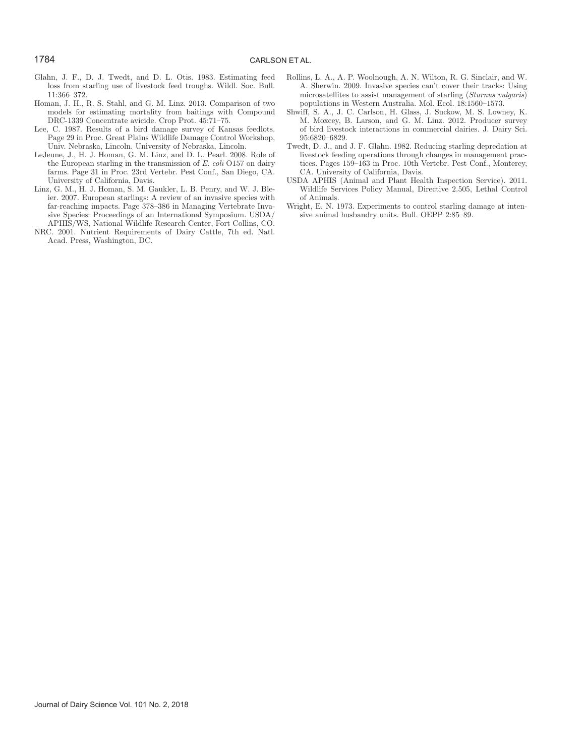Glahn, J. F., D. J. Twedt, and D. L. Otis. 1983. Estimating feed loss from starling use of livestock feed troughs. Wildl. Soc. Bull. 11:366–372.

Homan, J. H., R. S. Stahl, and G. M. Linz. 2013. Comparison of two models for estimating mortality from baitings with Compound DRC-1339 Concentrate avicide. Crop Prot. 45:71–75.

Lee, C. 1987. Results of a bird damage survey of Kansas feedlots. Page 29 in Proc. Great Plains Wildlife Damage Control Workshop, Univ. Nebraska, Lincoln. University of Nebraska, Lincoln.

LeJeune, J., H. J. Homan, G. M. Linz, and D. L. Pearl. 2008. Role of the European starling in the transmission of *E. coli* O157 on dairy farms. Page 31 in Proc. 23rd Vertebr. Pest Conf., San Diego, CA. University of California, Davis.

Linz, G. M., H. J. Homan, S. M. Gaukler, L. B. Penry, and W. J. Bleier. 2007. European starlings: A review of an invasive species with far-reaching impacts. Page 378–386 in Managing Vertebrate Invasive Species: Proceedings of an International Symposium. USDA/APHIS/WS, National Wildlife Research Center, Fort Collins, CO.

NRC. 2001. Nutrient Requirements of Dairy Cattle, 7th ed. Natl. Acad. Press, Washington, DC.

Rollins, L. A., A. P. Woolnough, A. N. Wilton, R. G. Sinclair, and W. A. Sherwin. 2009. Invasive species can't cover their tracks: Using microsatellites to assist management of starling (*Sturnus vulgaris*) populations in Western Australia. Mol. Ecol. 18:1560–1573.

Shwiff, S. A., J. C. Carlson, H. Glass, J. Suckow, M. S. Lowney, K. M. Moxcey, B. Larson, and G. M. Linz. 2012. Producer survey of bird livestock interactions in commercial dairies. J. Dairy Sci. 95:6820–6829.

Twedt, D. J., and J. F. Glahn. 1982. Reducing starling depredation at livestock feeding operations through changes in management practices. Pages 159–163 in Proc. 10th Vertebr. Pest Conf., Monterey, CA. University of California, Davis.

USDA APHIS (Animal and Plant Health Inspection Service). 2011. Wildlife Services Policy Manual, Directive 2.505, Lethal Control of Animals.

Wright, E. N. 1973. Experiments to control starling damage at intensive animal husbandry units. Bull. OEPP 2:85–89.